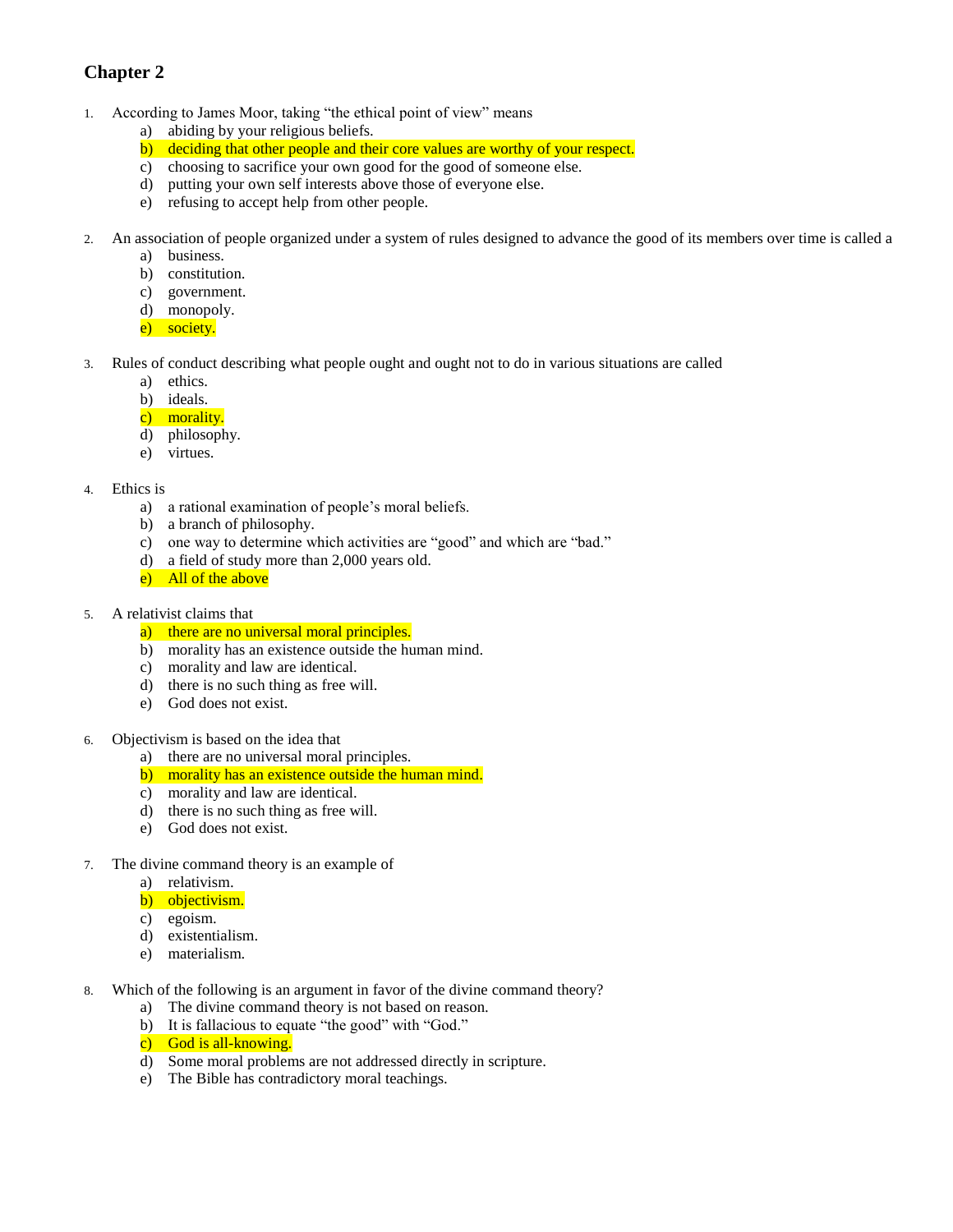## Chapter 2

1. According to James Moor, taking "the ethical point of view" means
   a) abiding by your religious beliefs.
   b) deciding that other people and their core values are worthy of your respect.
   c) choosing to sacrifice your own good for the good of someone else.
   d) putting your own self interests above those of everyone else.
   e) refusing to accept help from other people.

2. An association of people organized under a system of rules designed to advance the good of its members over time is called a
   a) business.
   b) constitution.
   c) government.
   d) monopoly.
   e) society.

3. Rules of conduct describing what people ought and ought not to do in various situations are called
   a) ethics.
   b) ideals.
   c) morality.
   d) philosophy.
   e) virtues.

4. Ethics is
   a) a rational examination of people's moral beliefs.
   b) a branch of philosophy.
   c) one way to determine which activities are "good" and which are "bad."
   d) a field of study more than 2,000 years old.
   e) All of the above

5. A relativist claims that
   a) there are no universal moral principles.
   b) morality has an existence outside the human mind.
   c) morality and law are identical.
   d) there is no such thing as free will.
   e) God does not exist.

6. Objectivism is based on the idea that
   a) there are no universal moral principles.
   b) morality has an existence outside the human mind.
   c) morality and law are identical.
   d) there is no such thing as free will.
   e) God does not exist.

7. The divine command theory is an example of
   a) relativism.
   b) objectivism.
   c) egoism.
   d) existentialism.
   e) materialism.

8. Which of the following is an argument in favor of the divine command theory?
   a) The divine command theory is not based on reason.
   b) It is fallacious to equate "the good" with "God."
   c) God is all-knowing.
   d) Some moral problems are not addressed directly in scripture.
   e) The Bible has contradictory moral teachings.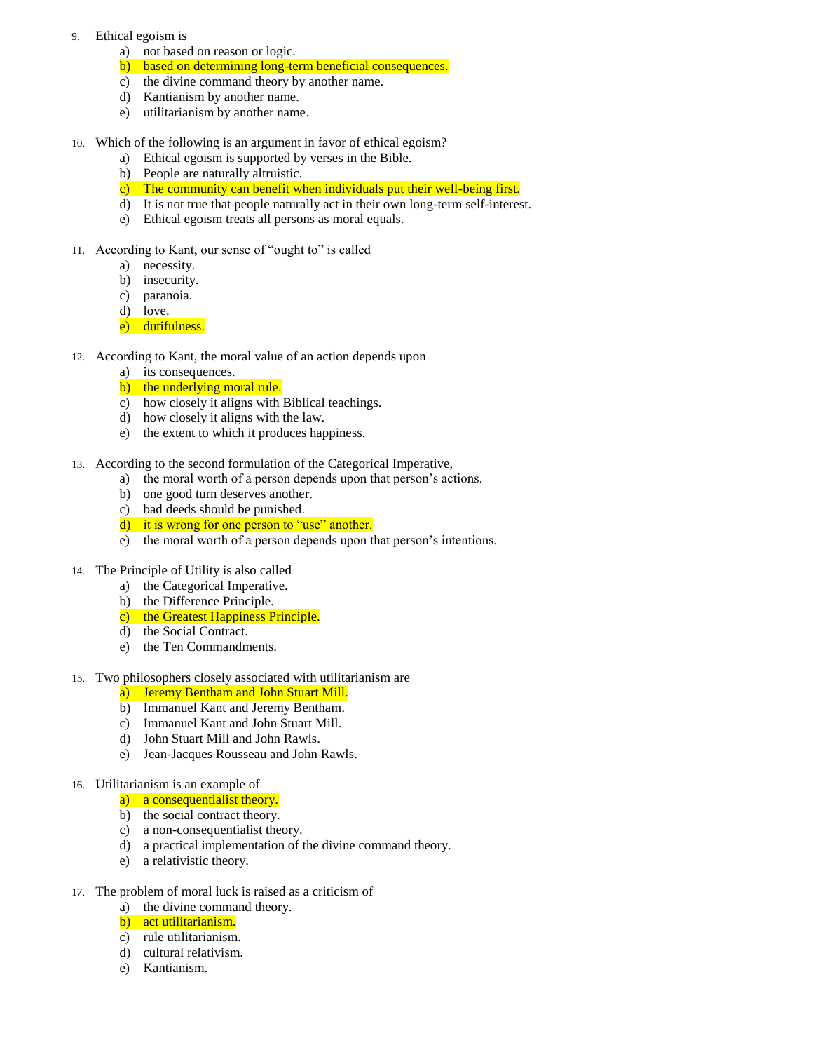9. Ethical egoism is
   a) not based on reason or logic.
   b) based on determining long-term beneficial consequences.
   c) the divine command theory by another name.
   d) Kantianism by another name.
   e) utilitarianism by another name.

10. Which of the following is an argument in favor of ethical egoism?
    a) Ethical egoism is supported by verses in the Bible.
    b) People are naturally altruistic.
    c) The community can benefit when individuals put their well-being first.
    d) It is not true that people naturally act in their own long-term self-interest.
    e) Ethical egoism treats all persons as moral equals.

11. According to Kant, our sense of "ought to" is called
    a) necessity.
    b) insecurity.
    c) paranoia.
    d) love.
    e) dutifulness.

12. According to Kant, the moral value of an action depends upon
    a) its consequences.
    b) the underlying moral rule.
    c) how closely it aligns with Biblical teachings.
    d) how closely it aligns with the law.
    e) the extent to which it produces happiness.

13. According to the second formulation of the Categorical Imperative,
    a) the moral worth of a person depends upon that person's actions.
    b) one good turn deserves another.
    c) bad deeds should be punished.
    d) it is wrong for one person to "use" another.
    e) the moral worth of a person depends upon that person's intentions.

14. The Principle of Utility is also called
    a) the Categorical Imperative.
    b) the Difference Principle.
    c) the Greatest Happiness Principle.
    d) the Social Contract.
    e) the Ten Commandments.

15. Two philosophers closely associated with utilitarianism are
    a) Jeremy Bentham and John Stuart Mill.
    b) Immanuel Kant and Jeremy Bentham.
    c) Immanuel Kant and John Stuart Mill.
    d) John Stuart Mill and John Rawls.
    e) Jean-Jacques Rousseau and John Rawls.

16. Utilitarianism is an example of
    a) a consequentialist theory.
    b) the social contract theory.
    c) a non-consequentialist theory.
    d) a practical implementation of the divine command theory.
    e) a relativistic theory.

17. The problem of moral luck is raised as a criticism of
    a) the divine command theory.
    b) act utilitarianism.
    c) rule utilitarianism.
    d) cultural relativism.
    e) Kantianism.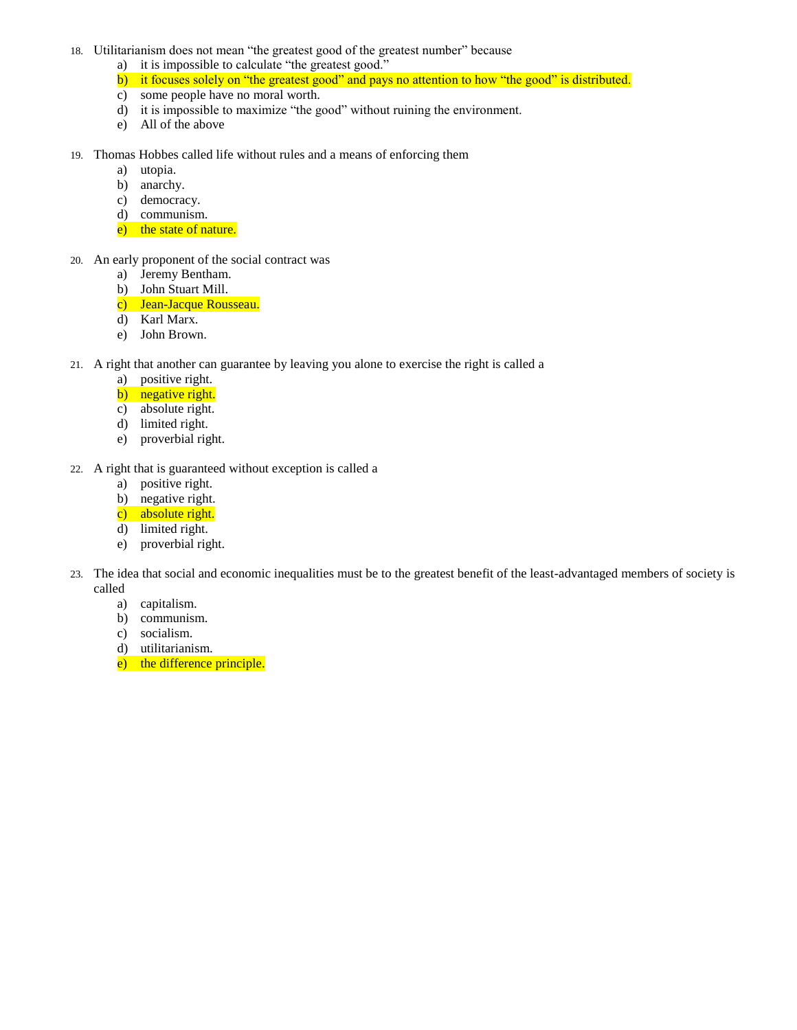18. Utilitarianism does not mean "the greatest good of the greatest number" because
    a) it is impossible to calculate "the greatest good."
    b) it focuses solely on "the greatest good" and pays no attention to how "the good" is distributed.
    c) some people have no moral worth.
    d) it is impossible to maximize "the good" without ruining the environment.
    e) All of the above

19. Thomas Hobbes called life without rules and a means of enforcing them
    a) utopia.
    b) anarchy.
    c) democracy.
    d) communism.
    e) the state of nature.

20. An early proponent of the social contract was
    a) Jeremy Bentham.
    b) John Stuart Mill.
    c) Jean-Jacque Rousseau.
    d) Karl Marx.
    e) John Brown.

21. A right that another can guarantee by leaving you alone to exercise the right is called a
    a) positive right.
    b) negative right.
    c) absolute right.
    d) limited right.
    e) proverbial right.

22. A right that is guaranteed without exception is called a
    a) positive right.
    b) negative right.
    c) absolute right.
    d) limited right.
    e) proverbial right.

23. The idea that social and economic inequalities must be to the greatest benefit of the least-advantaged members of society is called
    a) capitalism.
    b) communism.
    c) socialism.
    d) utilitarianism.
    e) the difference principle.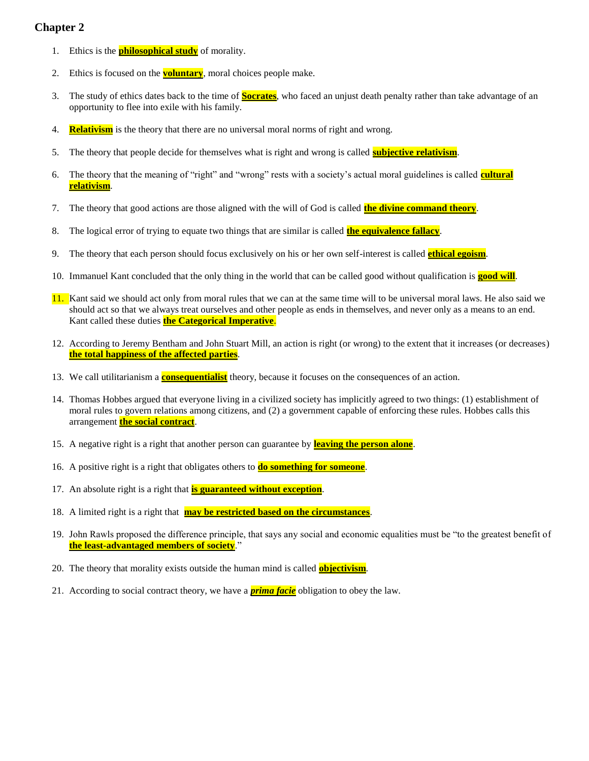## Chapter 2

1. Ethics is the **philosophical study** of morality.
2. Ethics is focused on the **voluntary**, moral choices people make.
3. The study of ethics dates back to the time of **Socrates**, who faced an unjust death penalty rather than take advantage of an opportunity to flee into exile with his family.
4. **Relativism** is the theory that there are no universal moral norms of right and wrong.
5. The theory that people decide for themselves what is right and wrong is called **subjective relativism**.
6. The theory that the meaning of "right" and "wrong" rests with a society's actual moral guidelines is called **cultural relativism**.
7. The theory that good actions are those aligned with the will of God is called **the divine command theory**.
8. The logical error of trying to equate two things that are similar is called **the equivalence fallacy**.
9. The theory that each person should focus exclusively on his or her own self-interest is called **ethical egoism**.
10. Immanuel Kant concluded that the only thing in the world that can be called good without qualification is **good will**.
11. Kant said we should act only from moral rules that we can at the same time will to be universal moral laws. He also said we should act so that we always treat ourselves and other people as ends in themselves, and never only as a means to an end. Kant called these duties **the Categorical Imperative**.
12. According to Jeremy Bentham and John Stuart Mill, an action is right (or wrong) to the extent that it increases (or decreases) **the total happiness of the affected parties**.
13. We call utilitarianism a **consequentialist** theory, because it focuses on the consequences of an action.
14. Thomas Hobbes argued that everyone living in a civilized society has implicitly agreed to two things: (1) establishment of moral rules to govern relations among citizens, and (2) a government capable of enforcing these rules. Hobbes calls this arrangement **the social contract**.
15. A negative right is a right that another person can guarantee by **leaving the person alone**.
16. A positive right is a right that obligates others to **do something for someone**.
17. An absolute right is a right that **is guaranteed without exception**.
18. A limited right is a right that **may be restricted based on the circumstances**.
19. John Rawls proposed the difference principle, that says any social and economic equalities must be "to the greatest benefit of **the least-advantaged members of society**."
20. The theory that morality exists outside the human mind is called **objectivism**.
21. According to social contract theory, we have a ***prima facie*** obligation to obey the law.